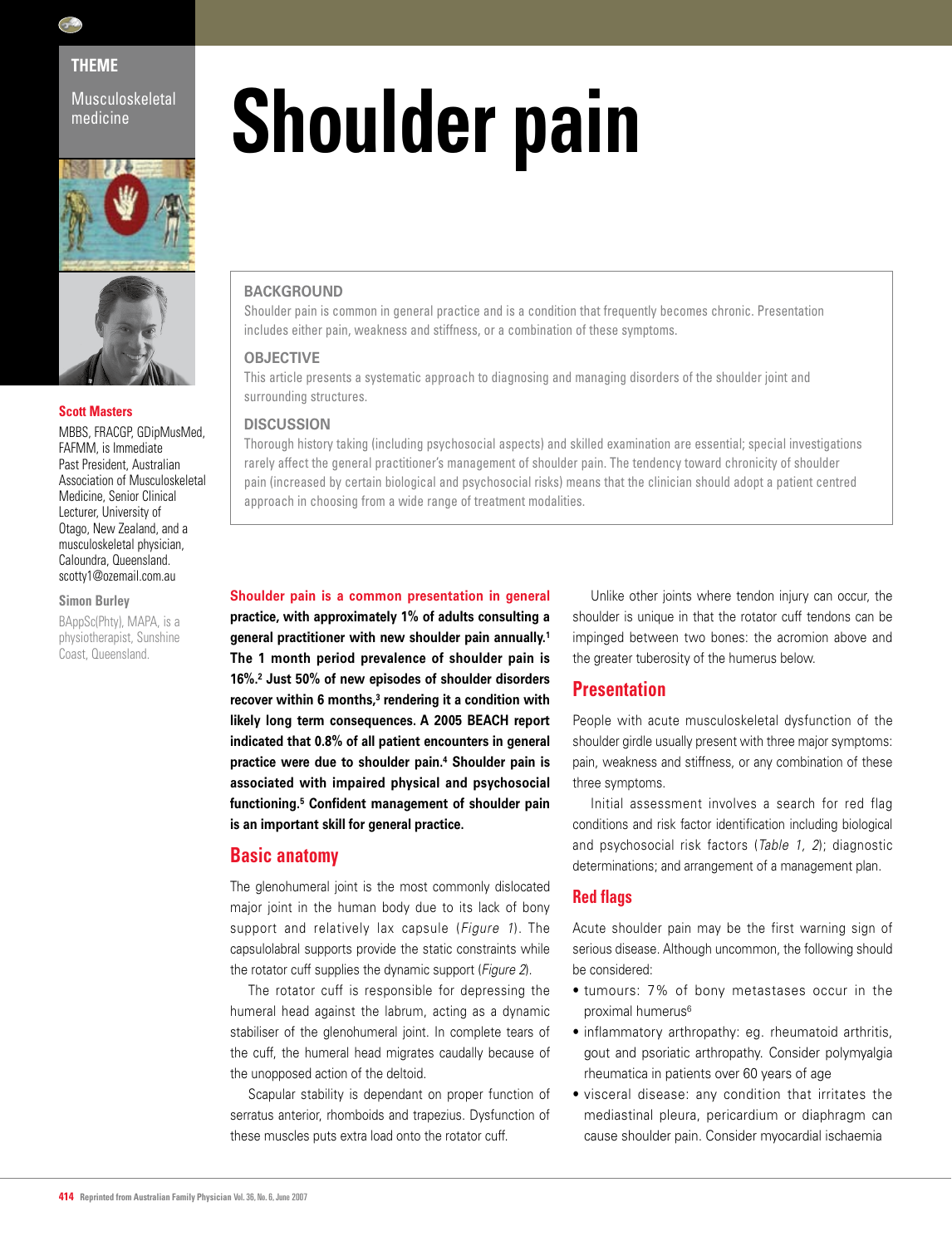THEME

Musculoskeletal medicine

# Shoulder pain

**Scott Masters**

MBBS, FRACGP, GDipMusMed, FAFMM, is Immediate Past President, Australian Association of Musculoskeletal Medicine, Senior Clinical Lecturer, University of Otago, New Zealand, and a musculoskeletal physician, Caloundra, Queensland. scotty1@ozemail.com.au

**Simon Burley**

BAppSc(Phty), MAPA, is a physiotherapist, Sunshine Coast, Queensland.

## BACKGROUND

Shoulder pain is common in general practice and is a condition that frequently becomes chronic. Presentation includes either pain, weakness and stiffness, or a combination of these symptoms.

## OBJECTIVE

This article presents a systematic approach to diagnosing and managing disorders of the shoulder joint and surrounding structures.

## DISCUSSION

Thorough history taking (including psychosocial aspects) and skilled examination are essential; special investigations rarely affect the general practitioner's management of shoulder pain. The tendency toward chronicity of shoulder pain (increased by certain biological and psychosocial risks) means that the clinician should adopt a patient centred approach in choosing from a wide range of treatment modalities.

**Shoulder pain is a common presentation in general practice, with approximately 1% of adults consulting a general practitioner with new shoulder pain annually.[1] The 1 month period prevalence of shoulder pain is 16%.[2] Just 50% of new episodes of shoulder disorders recover within 6 months,[3] rendering it a condition with likely long term consequences. A 2005 BEACH report indicated that 0.8% of all patient encounters in general practice were due to shoulder pain.[4] Shoulder pain is associated with impaired physical and psychosocial functioning.[5] Confident management of shoulder pain is an important skill for general practice.**

## Basic anatomy

The glenohumeral joint is the most commonly dislocated major joint in the human body due to its lack of bony support and relatively lax capsule (*Figure 1*). The capsulolabral supports provide the static constraints while the rotator cuff supplies the dynamic support (*Figure 2*).

The rotator cuff is responsible for depressing the humeral head against the labrum, acting as a dynamic stabiliser of the glenohumeral joint. In complete tears of the cuff, the humeral head migrates caudally because of the unopposed action of the deltoid.

Scapular stability is dependant on proper function of serratus anterior, rhomboids and trapezius. Dysfunction of these muscles puts extra load onto the rotator cuff.

Unlike other joints where tendon injury can occur, the shoulder is unique in that the rotator cuff tendons can be impinged between two bones: the acromion above and the greater tuberosity of the humerus below.

## Presentation

People with acute musculoskeletal dysfunction of the shoulder girdle usually present with three major symptoms: pain, weakness and stiffness, or any combination of these three symptoms.

Initial assessment involves a search for red flag conditions and risk factor identification including biological and psychosocial risk factors (*Table 1, 2*); diagnostic determinations; and arrangement of a management plan.

### Red flags

Acute shoulder pain may be the first warning sign of serious disease. Although uncommon, the following should be considered:

- tumours: 7% of bony metastases occur in the proximal humerus[6]
- inflammatory arthropathy: eg. rheumatoid arthritis, gout and psoriatic arthropathy. Consider polymyalgia rheumatica in patients over 60 years of age
- visceral disease: any condition that irritates the mediastinal pleura, pericardium or diaphragm can cause shoulder pain. Consider myocardial ischaemia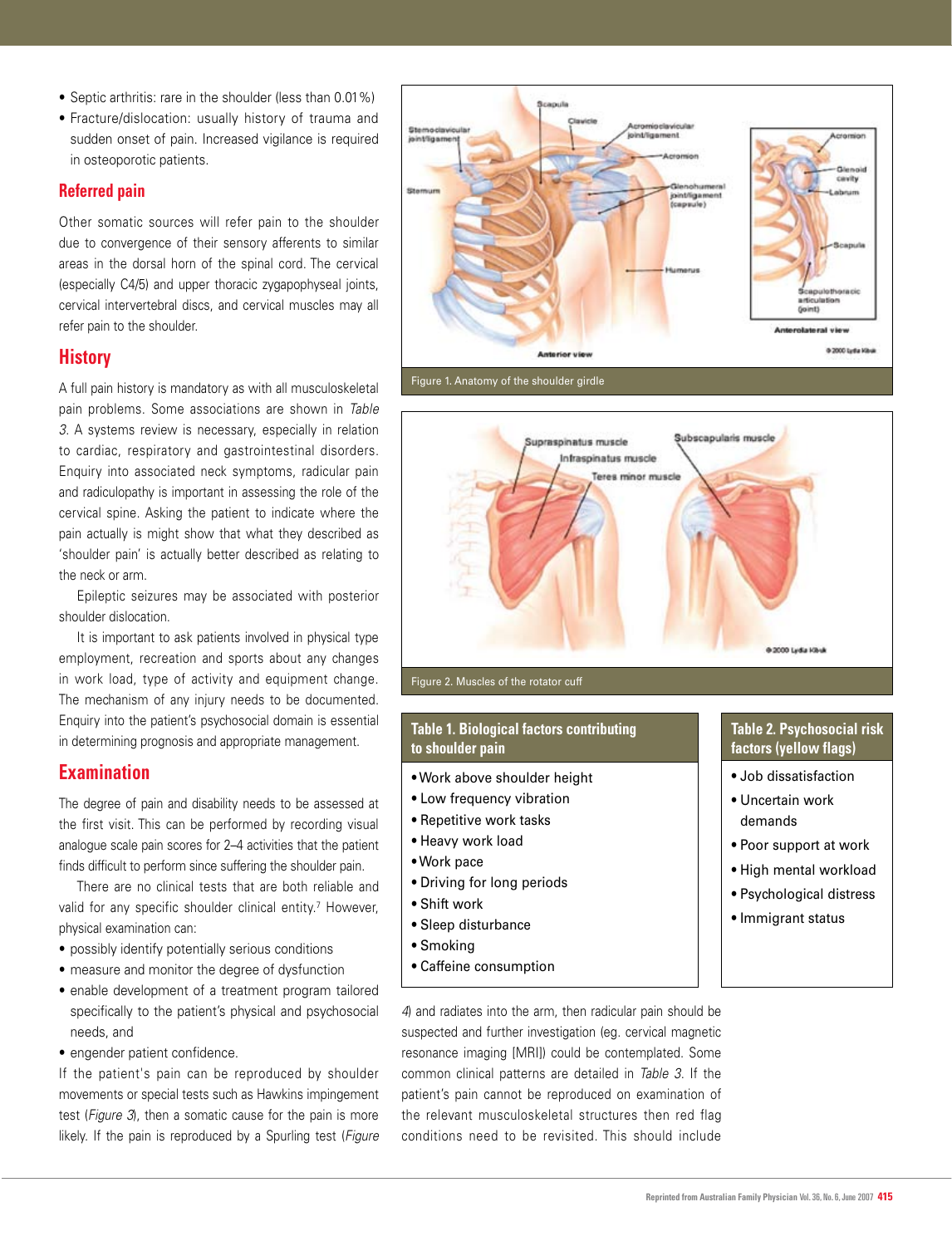- Septic arthritis: rare in the shoulder (less than 0.01%)
- Fracture/dislocation: usually history of trauma and sudden onset of pain. Increased vigilance is required in osteoporotic patients.

## Referred pain

Other somatic sources will refer pain to the shoulder due to convergence of their sensory afferents to similar areas in the dorsal horn of the spinal cord. The cervical (especially C4/5) and upper thoracic zygapophyseal joints, cervical intervertebral discs, and cervical muscles may all refer pain to the shoulder.

## History

A full pain history is mandatory as with all musculoskeletal pain problems. Some associations are shown in *Table 3*. A systems review is necessary, especially in relation to cardiac, respiratory and gastrointestinal disorders. Enquiry into associated neck symptoms, radicular pain and radiculopathy is important in assessing the role of the cervical spine. Asking the patient to indicate where the pain actually is might show that what they described as 'shoulder pain' is actually better described as relating to the neck or arm.

Epileptic seizures may be associated with posterior shoulder dislocation.

It is important to ask patients involved in physical type employment, recreation and sports about any changes in work load, type of activity and equipment change. The mechanism of any injury needs to be documented. Enquiry into the patient's psychosocial domain is essential in determining prognosis and appropriate management.

## Examination

The degree of pain and disability needs to be assessed at the first visit. This can be performed by recording visual analogue scale pain scores for 2–4 activities that the patient finds difficult to perform since suffering the shoulder pain.

There are no clinical tests that are both reliable and valid for any specific shoulder clinical entity.[7] However, physical examination can:

- possibly identify potentially serious conditions
- measure and monitor the degree of dysfunction
- enable development of a treatment program tailored specifically to the patient's physical and psychosocial needs, and
- engender patient confidence.

If the patient's pain can be reproduced by shoulder movements or special tests such as Hawkins impingement test (*Figure 3*), then a somatic cause for the pain is more likely. If the pain is reproduced by a Spurling test (*Figure 4*) and radiates into the arm, then radicular pain should be suspected and further investigation (eg. cervical magnetic resonance imaging [MRI]) could be contemplated. Some common clinical patterns are detailed in *Table 3*. If the patient's pain cannot be reproduced on examination of the relevant musculoskeletal structures then red flag conditions need to be revisited. This should include

Figure 1. Anatomy of the shoulder girdle

Figure 2. Muscles of the rotator cuff

**Table 1. Biological factors contributing to shoulder pain**

- Work above shoulder height
- Low frequency vibration
- Repetitive work tasks
- Heavy work load
- Work pace
- Driving for long periods
- Shift work
- Sleep disturbance
- Smoking
- Caffeine consumption

**Table 2. Psychosocial risk factors (yellow flags)**

- Job dissatisfaction
- Uncertain work demands
- Poor support at work
- High mental workload
- Psychological distress
- Immigrant status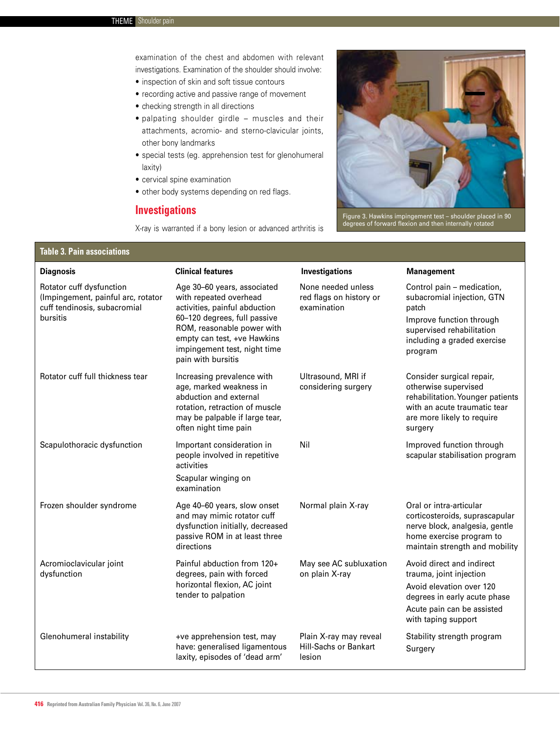examination of the chest and abdomen with relevant investigations. Examination of the shoulder should involve:

- inspection of skin and soft tissue contours
- recording active and passive range of movement
- checking strength in all directions
- palpating shoulder girdle – muscles and their attachments, acromio- and sterno-clavicular joints, other bony landmarks
- special tests (eg. apprehension test for glenohumeral laxity)
- cervical spine examination
- other body systems depending on red flags.

## Investigations

X-ray is warranted if a bony lesion or advanced arthritis is

Figure 3. Hawkins impingement test – shoulder placed in 90 degrees of forward flexion and then internally rotated

**Table 3. Pain associations**

| Diagnosis | Clinical features | Investigations | Management |
|---|---|---|---|
| Rotator cuff dysfunction (Impingement, painful arc, rotator cuff tendinosis, subacromial bursitis | Age 30–60 years, associated with repeated overhead activities, painful abduction 60–120 degrees, full passive ROM, reasonable power with empty can test, +ve Hawkins impingement test, night time pain with bursitis | None needed unless red flags on history or examination | Control pain – medication, subacromial injection, GTN patch<br>Improve function through supervised rehabilitation including a graded exercise program |
| Rotator cuff full thickness tear | Increasing prevalence with age, marked weakness in abduction and external rotation, retraction of muscle may be palpable if large tear, often night time pain | Ultrasound, MRI if considering surgery | Consider surgical repair, otherwise supervised rehabilitation. Younger patients with an acute traumatic tear are more likely to require surgery |
| Scapulothoracic dysfunction | Important consideration in people involved in repetitive activities<br>Scapular winging on examination | Nil | Improved function through scapular stabilisation program |
| Frozen shoulder syndrome | Age 40–60 years, slow onset and may mimic rotator cuff dysfunction initially, decreased passive ROM in at least three directions | Normal plain X-ray | Oral or intra-articular corticosteroids, suprascapular nerve block, analgesia, gentle home exercise program to maintain strength and mobility |
| Acromioclavicular joint dysfunction | Painful abduction from 120+ degrees, pain with forced horizontal flexion, AC joint tender to palpation | May see AC subluxation on plain X-ray | Avoid direct and indirect trauma, joint injection<br>Avoid elevation over 120 degrees in early acute phase<br>Acute pain can be assisted with taping support |
| Glenohumeral instability | +ve apprehension test, may have: generalised ligamentous laxity, episodes of 'dead arm' | Plain X-ray may reveal Hill-Sachs or Bankart lesion | Stability strength program<br>Surgery |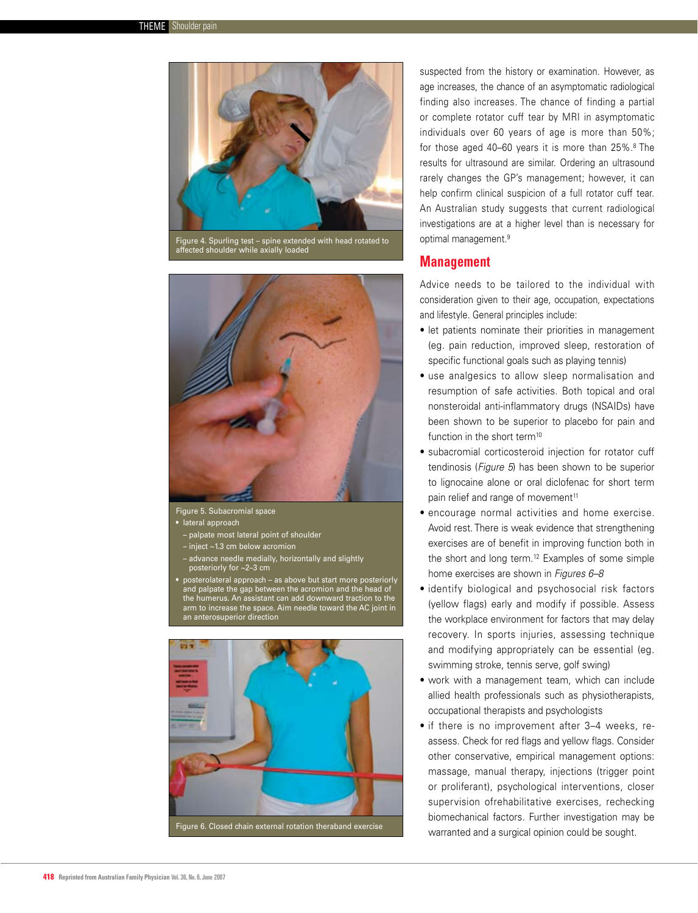Figure 4. Spurling test – spine extended with head rotated to affected shoulder while axially loaded

Figure 5. Subacromial space

- lateral approach
  - palpate most lateral point of shoulder
  - inject ~1.3 cm below acromion
  - advance needle medially, horizontally and slightly posteriorly for ~2–3 cm
- posterolateral approach – as above but start more posteriorly and palpate the gap between the acromion and the head of the humerus. An assistant can add downward traction to the arm to increase the space. Aim needle toward the AC joint in an anterosuperior direction

Figure 6. Closed chain external rotation theraband exercise

suspected from the history or examination. However, as age increases, the chance of an asymptomatic radiological finding also increases. The chance of finding a partial or complete rotator cuff tear by MRI in asymptomatic individuals over 60 years of age is more than 50%; for those aged 40–60 years it is more than 25%.[8] The results for ultrasound are similar. Ordering an ultrasound rarely changes the GP's management; however, it can help confirm clinical suspicion of a full rotator cuff tear. An Australian study suggests that current radiological investigations are at a higher level than is necessary for optimal management.[9]

## Management

Advice needs to be tailored to the individual with consideration given to their age, occupation, expectations and lifestyle. General principles include:

- let patients nominate their priorities in management (eg. pain reduction, improved sleep, restoration of specific functional goals such as playing tennis)
- use analgesics to allow sleep normalisation and resumption of safe activities. Both topical and oral nonsteroidal anti-inflammatory drugs (NSAIDs) have been shown to be superior to placebo for pain and function in the short term[10]
- subacromial corticosteroid injection for rotator cuff tendinosis (*Figure 5*) has been shown to be superior to lignocaine alone or oral diclofenac for short term pain relief and range of movement[11]
- encourage normal activities and home exercise. Avoid rest. There is weak evidence that strengthening exercises are of benefit in improving function both in the short and long term.[12] Examples of some simple home exercises are shown in *Figures 6–8*
- identify biological and psychosocial risk factors (yellow flags) early and modify if possible. Assess the workplace environment for factors that may delay recovery. In sports injuries, assessing technique and modifying appropriately can be essential (eg. swimming stroke, tennis serve, golf swing)
- work with a management team, which can include allied health professionals such as physiotherapists, occupational therapists and psychologists
- if there is no improvement after 3–4 weeks, re-assess. Check for red flags and yellow flags. Consider other conservative, empirical management options: massage, manual therapy, injections (trigger point or proliferant), psychological interventions, closer supervision ofrehabilitative exercises, rechecking biomechanical factors. Further investigation may be warranted and a surgical opinion could be sought.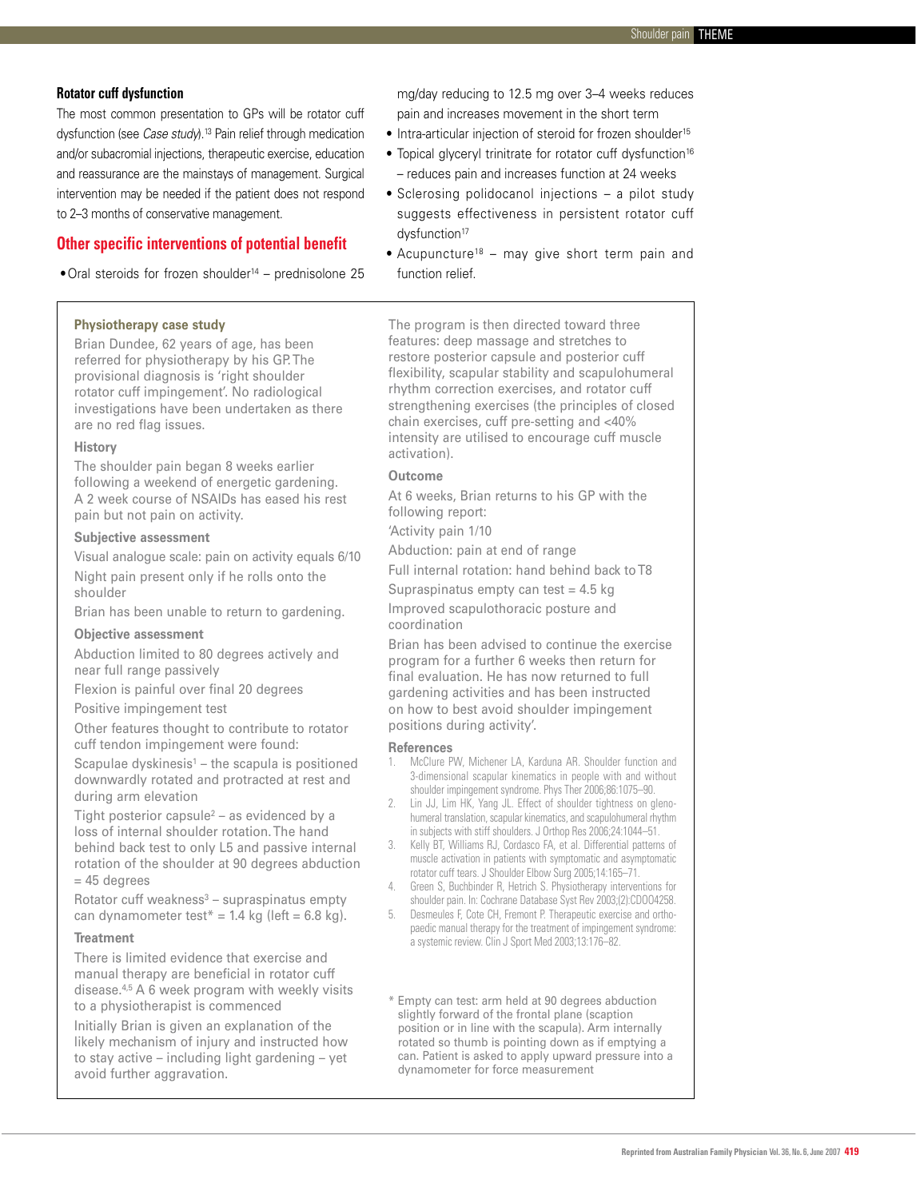### Rotator cuff dysfunction

The most common presentation to GPs will be rotator cuff dysfunction (see *Case study*).[13] Pain relief through medication and/or subacromial injections, therapeutic exercise, education and reassurance are the mainstays of management. Surgical intervention may be needed if the patient does not respond to 2–3 months of conservative management.

## Other specific interventions of potential benefit

- Oral steroids for frozen shoulder[14] – prednisolone 25 mg/day reducing to 12.5 mg over 3–4 weeks reduces pain and increases movement in the short term
- Intra-articular injection of steroid for frozen shoulder[15]
- Topical glyceryl trinitrate for rotator cuff dysfunction[16] – reduces pain and increases function at 24 weeks
- Sclerosing polidocanol injections – a pilot study suggests effectiveness in persistent rotator cuff dysfunction[17]
- Acupuncture[18] – may give short term pain and function relief.

### Physiotherapy case study

Brian Dundee, 62 years of age, has been referred for physiotherapy by his GP. The provisional diagnosis is 'right shoulder rotator cuff impingement'. No radiological investigations have been undertaken as there are no red flag issues.

#### History

The shoulder pain began 8 weeks earlier following a weekend of energetic gardening. A 2 week course of NSAIDs has eased his rest pain but not pain on activity.

#### Subjective assessment

Visual analogue scale: pain on activity equals 6/10

Night pain present only if he rolls onto the shoulder

Brian has been unable to return to gardening.

#### Objective assessment

Abduction limited to 80 degrees actively and near full range passively

Flexion is painful over final 20 degrees

Positive impingement test

Other features thought to contribute to rotator cuff tendon impingement were found:

Scapulae dyskinesis[1] – the scapula is positioned downwardly rotated and protracted at rest and during arm elevation

Tight posterior capsule[2] – as evidenced by a loss of internal shoulder rotation. The hand behind back test to only L5 and passive internal rotation of the shoulder at 90 degrees abduction = 45 degrees

Rotator cuff weakness[3] – supraspinatus empty can dynamometer test* = 1.4 kg (left = 6.8 kg).

#### Treatment

There is limited evidence that exercise and manual therapy are beneficial in rotator cuff disease.[4,5] A 6 week program with weekly visits to a physiotherapist is commenced

Initially Brian is given an explanation of the likely mechanism of injury and instructed how to stay active – including light gardening – yet avoid further aggravation.

The program is then directed toward three features: deep massage and stretches to restore posterior capsule and posterior cuff flexibility, scapular stability and scapulohumeral rhythm correction exercises, and rotator cuff strengthening exercises (the principles of closed chain exercises, cuff pre-setting and <40% intensity are utilised to encourage cuff muscle activation).

#### Outcome

At 6 weeks, Brian returns to his GP with the following report:

'Activity pain 1/10

Abduction: pain at end of range

Full internal rotation: hand behind back to T8

Supraspinatus empty can test = 4.5 kg

Improved scapulothoracic posture and coordination

Brian has been advised to continue the exercise program for a further 6 weeks then return for final evaluation. He has now returned to full gardening activities and has been instructed on how to best avoid shoulder impingement positions during activity'.

#### References

1. McClure PW, Michener LA, Karduna AR. Shoulder function and 3-dimensional scapular kinematics in people with and without shoulder impingement syndrome. Phys Ther 2006;86:1075–90.
2. Lin JJ, Lim HK, Yang JL. Effect of shoulder tightness on glenohumeral translation, scapular kinematics, and scapulohumeral rhythm in subjects with stiff shoulders. J Orthop Res 2006;24:1044–51.
3. Kelly BT, Williams RJ, Cordasco FA, et al. Differential patterns of muscle activation in patients with symptomatic and asymptomatic rotator cuff tears. J Shoulder Elbow Surg 2005;14:165–71.
4. Green S, Buchbinder R, Hetrich S. Physiotherapy interventions for shoulder pain. In: Cochrane Database Syst Rev 2003;(2):CD004258.
5. Desmeules F, Cote CH, Fremont P. Therapeutic exercise and orthopaedic manual therapy for the treatment of impingement syndrome: a systemic review. Clin J Sport Med 2003;13:176–82.

* Empty can test: arm held at 90 degrees abduction slightly forward of the frontal plane (scaption position or in line with the scapula). Arm internally rotated so thumb is pointing down as if emptying a can. Patient is asked to apply upward pressure into a dynamometer for force measurement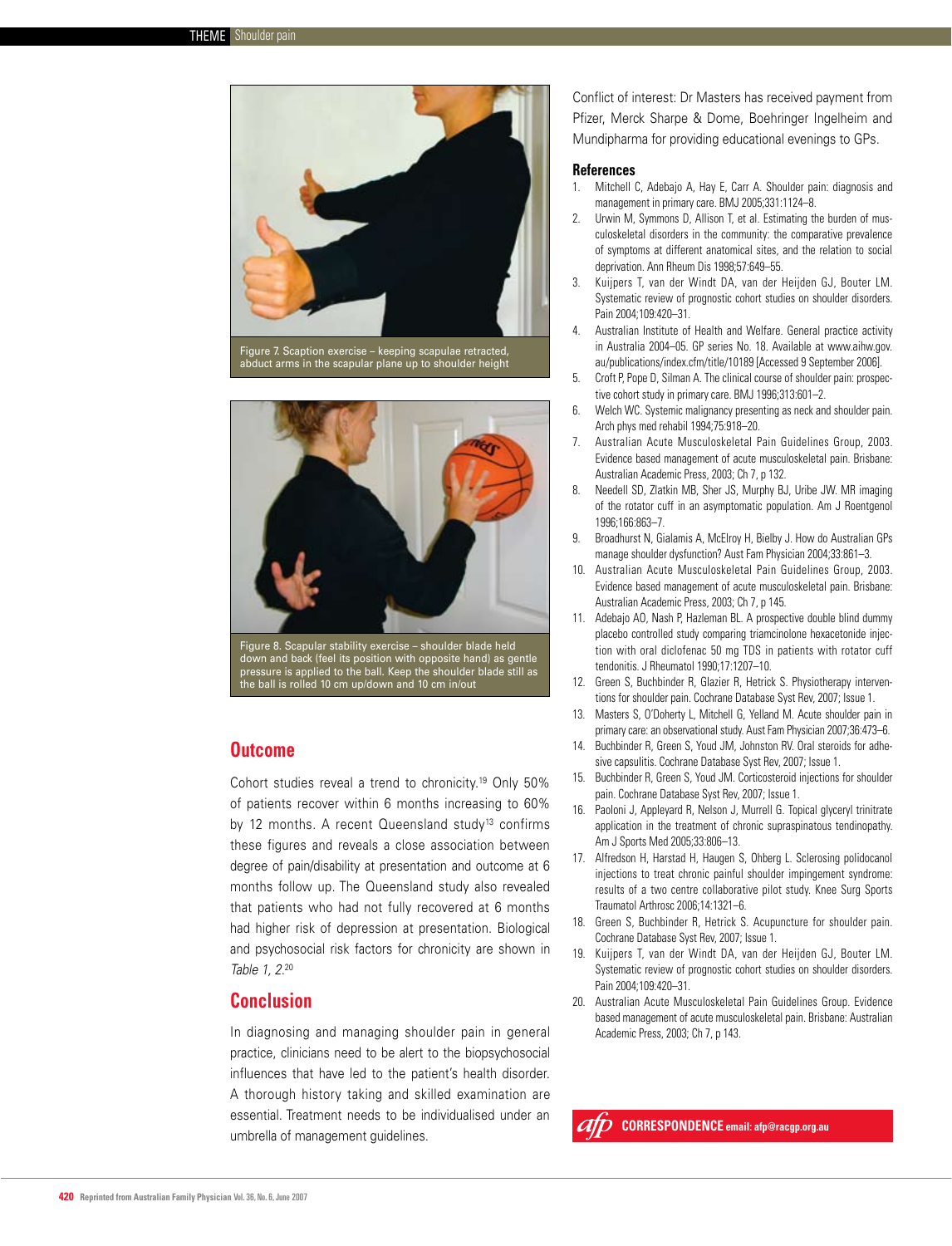Figure 7. Scaption exercise – keeping scapulae retracted, abduct arms in the scapular plane up to shoulder height

Figure 8. Scapular stability exercise – shoulder blade held down and back (feel its position with opposite hand) as gentle pressure is applied to the ball. Keep the shoulder blade still as the ball is rolled 10 cm up/down and 10 cm in/out

## Outcome

Cohort studies reveal a trend to chronicity.[19] Only 50% of patients recover within 6 months increasing to 60% by 12 months. A recent Queensland study[13] confirms these figures and reveals a close association between degree of pain/disability at presentation and outcome at 6 months follow up. The Queensland study also revealed that patients who had not fully recovered at 6 months had higher risk of depression at presentation. Biological and psychosocial risk factors for chronicity are shown in *Table 1, 2*.[20]

## Conclusion

In diagnosing and managing shoulder pain in general practice, clinicians need to be alert to the biopsychosocial influences that have led to the patient's health disorder. A thorough history taking and skilled examination are essential. Treatment needs to be individualised under an umbrella of management guidelines.

Conflict of interest: Dr Masters has received payment from Pfizer, Merck Sharpe & Dome, Boehringer Ingelheim and Mundipharma for providing educational evenings to GPs.

## References

1. Mitchell C, Adebajo A, Hay E, Carr A. Shoulder pain: diagnosis and management in primary care. BMJ 2005;331:1124–8.
2. Urwin M, Symmons D, Allison T, et al. Estimating the burden of musculoskeletal disorders in the community: the comparative prevalence of symptoms at different anatomical sites, and the relation to social deprivation. Ann Rheum Dis 1998;57:649–55.
3. Kuijpers T, van der Windt DA, van der Heijden GJ, Bouter LM. Systematic review of prognostic cohort studies on shoulder disorders. Pain 2004;109:420–31.
4. Australian Institute of Health and Welfare. General practice activity in Australia 2004–05. GP series No. 18. Available at www.aihw.gov.au/publications/index.cfm/title/10189 [Accessed 9 September 2006].
5. Croft P, Pope D, Silman A. The clinical course of shoulder pain: prospective cohort study in primary care. BMJ 1996;313:601–2.
6. Welch WC. Systemic malignancy presenting as neck and shoulder pain. Arch phys med rehabil 1994;75:918–20.
7. Australian Acute Musculoskeletal Pain Guidelines Group, 2003. Evidence based management of acute musculoskeletal pain. Brisbane: Australian Academic Press, 2003; Ch 7, p 132.
8. Needell SD, Zlatkin MB, Sher JS, Murphy BJ, Uribe JW. MR imaging of the rotator cuff in an asymptomatic population. Am J Roentgenol 1996;166:863–7.
9. Broadhurst N, Gialamis A, McElroy H, Bielby J. How do Australian GPs manage shoulder dysfunction? Aust Fam Physician 2004;33:861–3.
10. Australian Acute Musculoskeletal Pain Guidelines Group, 2003. Evidence based management of acute musculoskeletal pain. Brisbane: Australian Academic Press, 2003; Ch 7, p 145.
11. Adebajo AO, Nash P, Hazleman BL. A prospective double blind dummy placebo controlled study comparing triamcinolone hexacetonide injection with oral diclofenac 50 mg TDS in patients with rotator cuff tendonitis. J Rheumatol 1990;17:1207–10.
12. Green S, Buchbinder R, Glazier R, Hetrick S. Physiotherapy interventions for shoulder pain. Cochrane Database Syst Rev, 2007; Issue 1.
13. Masters S, O'Doherty L, Mitchell G, Yelland M. Acute shoulder pain in primary care: an observational study. Aust Fam Physician 2007;36:473–6.
14. Buchbinder R, Green S, Youd JM, Johnston RV. Oral steroids for adhesive capsulitis. Cochrane Database Syst Rev, 2007; Issue 1.
15. Buchbinder R, Green S, Youd JM. Corticosteroid injections for shoulder pain. Cochrane Database Syst Rev, 2007; Issue 1.
16. Paoloni J, Appleyard R, Nelson J, Murrell G. Topical glyceryl trinitrate application in the treatment of chronic supraspinatous tendinopathy. Am J Sports Med 2005;33:806–13.
17. Alfredson H, Harstad H, Haugen S, Ohberg L. Sclerosing polidocanol injections to treat chronic painful shoulder impingement syndrome: results of a two centre collaborative pilot study. Knee Surg Sports Traumatol Arthrosc 2006;14:1321–6.
18. Green S, Buchbinder R, Hetrick S. Acupuncture for shoulder pain. Cochrane Database Syst Rev, 2007; Issue 1.
19. Kuijpers T, van der Windt DA, van der Heijden GJ, Bouter LM. Systematic review of prognostic cohort studies on shoulder disorders. Pain 2004;109:420–31.
20. Australian Acute Musculoskeletal Pain Guidelines Group. Evidence based management of acute musculoskeletal pain. Brisbane: Australian Academic Press, 2003; Ch 7, p 143.

**CORRESPONDENCE** email: afp@racgp.org.au